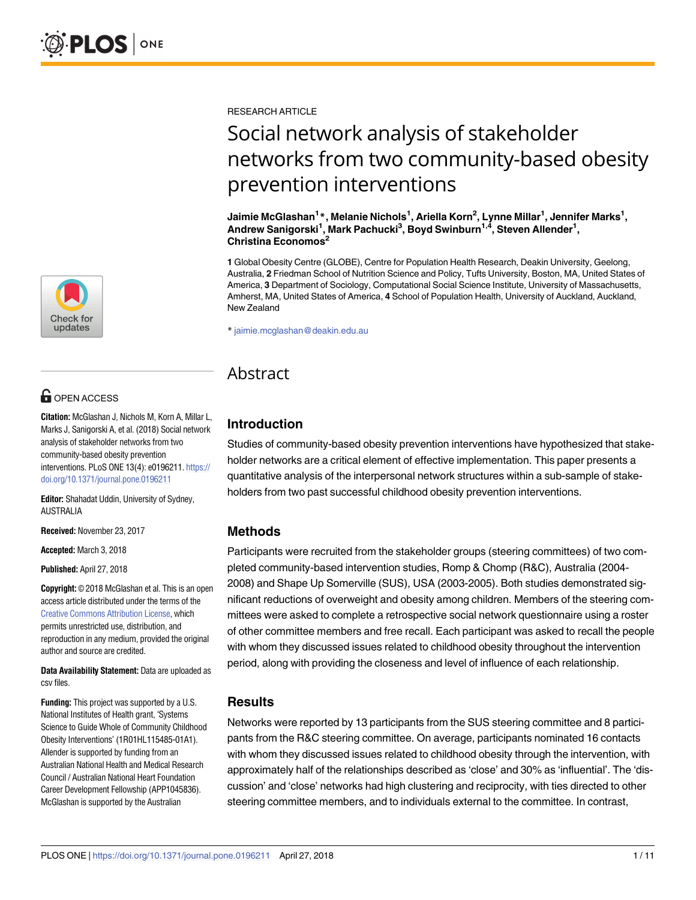RESEARCH ARTICLE

# Social network analysis of stakeholder networks from two community-based obesity prevention interventions

**Jaimie McGlashan[1]*, Melanie Nichols[1], Ariella Korn[2], Lynne Millar[1], Jennifer Marks[1], Andrew Sanigorski[1], Mark Pachucki[3], Boyd Swinburn[1,4], Steven Allender[1], Christina Economos[2]**

**1** Global Obesity Centre (GLOBE), Centre for Population Health Research, Deakin University, Geelong, Australia, **2** Friedman School of Nutrition Science and Policy, Tufts University, Boston, MA, United States of America, **3** Department of Sociology, Computational Social Science Institute, University of Massachusetts, Amherst, MA, United States of America, **4** School of Population Health, University of Auckland, Auckland, New Zealand

* jaimie.mcglashan@deakin.edu.au

OPEN ACCESS

**Citation:** McGlashan J, Nichols M, Korn A, Millar L, Marks J, Sanigorski A, et al. (2018) Social network analysis of stakeholder networks from two community-based obesity prevention interventions. PLoS ONE 13(4): e0196211. https://doi.org/10.1371/journal.pone.0196211

**Editor:** Shahadat Uddin, University of Sydney, AUSTRALIA

**Received:** November 23, 2017

**Accepted:** March 3, 2018

**Published:** April 27, 2018

**Copyright:** © 2018 McGlashan et al. This is an open access article distributed under the terms of the Creative Commons Attribution License, which permits unrestricted use, distribution, and reproduction in any medium, provided the original author and source are credited.

**Data Availability Statement:** Data are uploaded as csv files.

**Funding:** This project was supported by a U.S. National Institutes of Health grant, 'Systems Science to Guide Whole of Community Childhood Obesity Interventions' (1R01HL115485-01A1). Allender is supported by funding from an Australian National Health and Medical Research Council / Australian National Heart Foundation Career Development Fellowship (APP1045836). McGlashan is supported by the Australian

# Abstract

## Introduction

Studies of community-based obesity prevention interventions have hypothesized that stakeholder networks are a critical element of effective implementation. This paper presents a quantitative analysis of the interpersonal network structures within a sub-sample of stakeholders from two past successful childhood obesity prevention interventions.

## Methods

Participants were recruited from the stakeholder groups (steering committees) of two completed community-based intervention studies, Romp & Chomp (R&C), Australia (2004-2008) and Shape Up Somerville (SUS), USA (2003-2005). Both studies demonstrated significant reductions of overweight and obesity among children. Members of the steering committees were asked to complete a retrospective social network questionnaire using a roster of other committee members and free recall. Each participant was asked to recall the people with whom they discussed issues related to childhood obesity throughout the intervention period, along with providing the closeness and level of influence of each relationship.

## Results

Networks were reported by 13 participants from the SUS steering committee and 8 participants from the R&C steering committee. On average, participants nominated 16 contacts with whom they discussed issues related to childhood obesity through the intervention, with approximately half of the relationships described as 'close' and 30% as 'influential'. The 'discussion' and 'close' networks had high clustering and reciprocity, with ties directed to other steering committee members, and to individuals external to the committee. In contrast,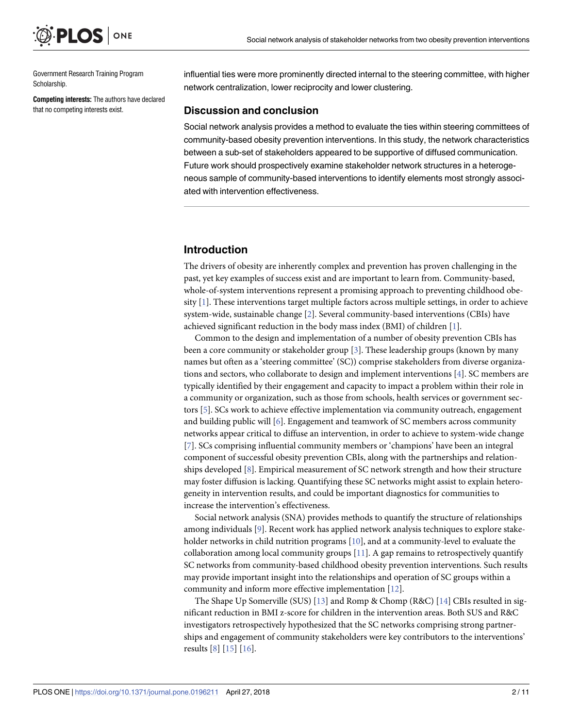Government Research Training Program Scholarship.

**Competing interests:** The authors have declared that no competing interests exist.

influential ties were more prominently directed internal to the steering committee, with higher network centralization, lower reciprocity and lower clustering.

## Discussion and conclusion

Social network analysis provides a method to evaluate the ties within steering committees of community-based obesity prevention interventions. In this study, the network characteristics between a sub-set of stakeholders appeared to be supportive of diffused communication. Future work should prospectively examine stakeholder network structures in a heterogeneous sample of community-based interventions to identify elements most strongly associated with intervention effectiveness.

## Introduction

The drivers of obesity are inherently complex and prevention has proven challenging in the past, yet key examples of success exist and are important to learn from. Community-based, whole-of-system interventions represent a promising approach to preventing childhood obesity [1]. These interventions target multiple factors across multiple settings, in order to achieve system-wide, sustainable change [2]. Several community-based interventions (CBIs) have achieved significant reduction in the body mass index (BMI) of children [1].

Common to the design and implementation of a number of obesity prevention CBIs has been a core community or stakeholder group [3]. These leadership groups (known by many names but often as a 'steering committee' (SC)) comprise stakeholders from diverse organizations and sectors, who collaborate to design and implement interventions [4]. SC members are typically identified by their engagement and capacity to impact a problem within their role in a community or organization, such as those from schools, health services or government sectors [5]. SCs work to achieve effective implementation via community outreach, engagement and building public will [6]. Engagement and teamwork of SC members across community networks appear critical to diffuse an intervention, in order to achieve to system-wide change [7]. SCs comprising influential community members or 'champions' have been an integral component of successful obesity prevention CBIs, along with the partnerships and relationships developed [8]. Empirical measurement of SC network strength and how their structure may foster diffusion is lacking. Quantifying these SC networks might assist to explain heterogeneity in intervention results, and could be important diagnostics for communities to increase the intervention's effectiveness.

Social network analysis (SNA) provides methods to quantify the structure of relationships among individuals [9]. Recent work has applied network analysis techniques to explore stakeholder networks in child nutrition programs [10], and at a community-level to evaluate the collaboration among local community groups [11]. A gap remains to retrospectively quantify SC networks from community-based childhood obesity prevention interventions. Such results may provide important insight into the relationships and operation of SC groups within a community and inform more effective implementation [12].

The Shape Up Somerville (SUS) [13] and Romp & Chomp (R&C) [14] CBIs resulted in significant reduction in BMI z-score for children in the intervention areas. Both SUS and R&C investigators retrospectively hypothesized that the SC networks comprising strong partnerships and engagement of community stakeholders were key contributors to the interventions' results [8] [15] [16].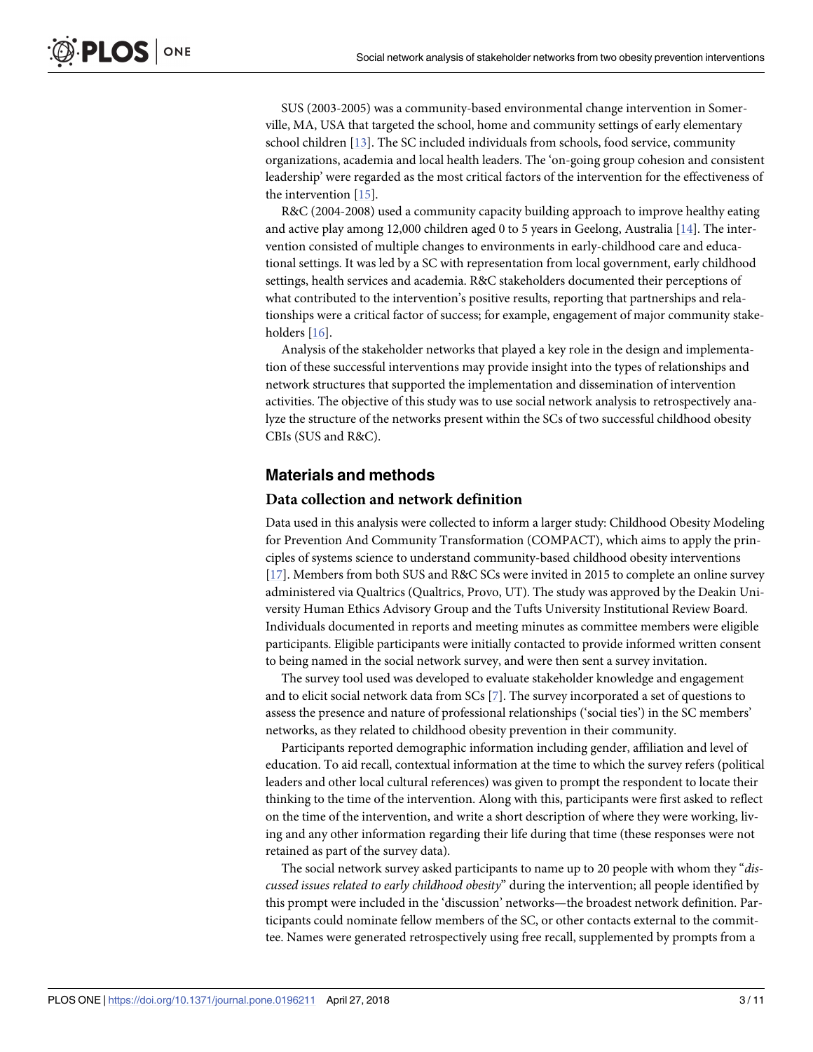SUS (2003-2005) was a community-based environmental change intervention in Somerville, MA, USA that targeted the school, home and community settings of early elementary school children [13]. The SC included individuals from schools, food service, community organizations, academia and local health leaders. The 'on-going group cohesion and consistent leadership' were regarded as the most critical factors of the intervention for the effectiveness of the intervention [15].

R&C (2004-2008) used a community capacity building approach to improve healthy eating and active play among 12,000 children aged 0 to 5 years in Geelong, Australia [14]. The intervention consisted of multiple changes to environments in early-childhood care and educational settings. It was led by a SC with representation from local government, early childhood settings, health services and academia. R&C stakeholders documented their perceptions of what contributed to the intervention's positive results, reporting that partnerships and relationships were a critical factor of success; for example, engagement of major community stakeholders [16].

Analysis of the stakeholder networks that played a key role in the design and implementation of these successful interventions may provide insight into the types of relationships and network structures that supported the implementation and dissemination of intervention activities. The objective of this study was to use social network analysis to retrospectively analyze the structure of the networks present within the SCs of two successful childhood obesity CBIs (SUS and R&C).

## Materials and methods

### Data collection and network definition

Data used in this analysis were collected to inform a larger study: Childhood Obesity Modeling for Prevention And Community Transformation (COMPACT), which aims to apply the principles of systems science to understand community-based childhood obesity interventions [17]. Members from both SUS and R&C SCs were invited in 2015 to complete an online survey administered via Qualtrics (Qualtrics, Provo, UT). The study was approved by the Deakin University Human Ethics Advisory Group and the Tufts University Institutional Review Board. Individuals documented in reports and meeting minutes as committee members were eligible participants. Eligible participants were initially contacted to provide informed written consent to being named in the social network survey, and were then sent a survey invitation.

The survey tool used was developed to evaluate stakeholder knowledge and engagement and to elicit social network data from SCs [7]. The survey incorporated a set of questions to assess the presence and nature of professional relationships ('social ties') in the SC members' networks, as they related to childhood obesity prevention in their community.

Participants reported demographic information including gender, affiliation and level of education. To aid recall, contextual information at the time to which the survey refers (political leaders and other local cultural references) was given to prompt the respondent to locate their thinking to the time of the intervention. Along with this, participants were first asked to reflect on the time of the intervention, and write a short description of where they were working, living and any other information regarding their life during that time (these responses were not retained as part of the survey data).

The social network survey asked participants to name up to 20 people with whom they "*discussed issues related to early childhood obesity*" during the intervention; all people identified by this prompt were included in the 'discussion' networks—the broadest network definition. Participants could nominate fellow members of the SC, or other contacts external to the committee. Names were generated retrospectively using free recall, supplemented by prompts from a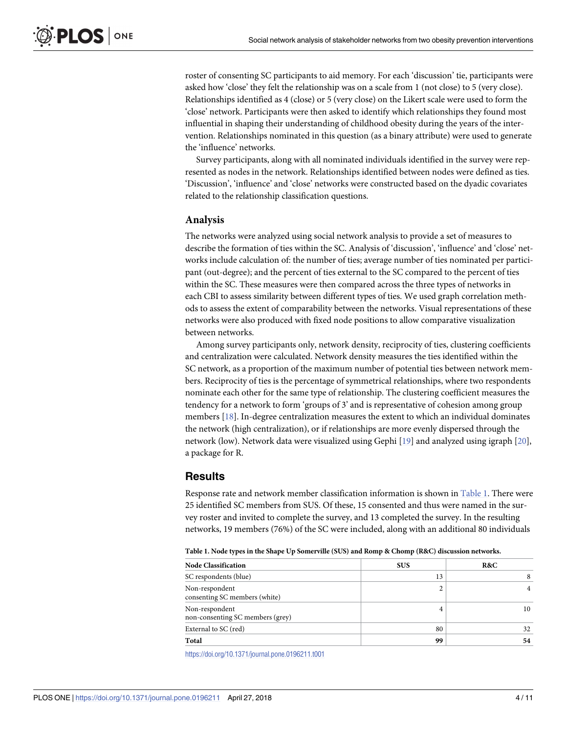roster of consenting SC participants to aid memory. For each 'discussion' tie, participants were asked how 'close' they felt the relationship was on a scale from 1 (not close) to 5 (very close). Relationships identified as 4 (close) or 5 (very close) on the Likert scale were used to form the 'close' network. Participants were then asked to identify which relationships they found most influential in shaping their understanding of childhood obesity during the years of the intervention. Relationships nominated in this question (as a binary attribute) were used to generate the 'influence' networks.

Survey participants, along with all nominated individuals identified in the survey were represented as nodes in the network. Relationships identified between nodes were defined as ties. 'Discussion', 'influence' and 'close' networks were constructed based on the dyadic covariates related to the relationship classification questions.

### Analysis

The networks were analyzed using social network analysis to provide a set of measures to describe the formation of ties within the SC. Analysis of 'discussion', 'influence' and 'close' networks include calculation of: the number of ties; average number of ties nominated per participant (out-degree); and the percent of ties external to the SC compared to the percent of ties within the SC. These measures were then compared across the three types of networks in each CBI to assess similarity between different types of ties. We used graph correlation methods to assess the extent of comparability between the networks. Visual representations of these networks were also produced with fixed node positions to allow comparative visualization between networks.

Among survey participants only, network density, reciprocity of ties, clustering coefficients and centralization were calculated. Network density measures the ties identified within the SC network, as a proportion of the maximum number of potential ties between network members. Reciprocity of ties is the percentage of symmetrical relationships, where two respondents nominate each other for the same type of relationship. The clustering coefficient measures the tendency for a network to form 'groups of 3' and is representative of cohesion among group members [18]. In-degree centralization measures the extent to which an individual dominates the network (high centralization), or if relationships are more evenly dispersed through the network (low). Network data were visualized using Gephi [19] and analyzed using igraph [20], a package for R.

## Results

Response rate and network member classification information is shown in Table 1. There were 25 identified SC members from SUS. Of these, 15 consented and thus were named in the survey roster and invited to complete the survey, and 13 completed the survey. In the resulting networks, 19 members (76%) of the SC were included, along with an additional 80 individuals

**Table 1. Node types in the Shape Up Somerville (SUS) and Romp & Chomp (R&C) discussion networks.**

| Node Classification | SUS | R&C |
|---|---|---|
| SC respondents (blue) | 13 | 8 |
| Non-respondent consenting SC members (white) | 2 | 4 |
| Non-respondent non-consenting SC members (grey) | 4 | 10 |
| External to SC (red) | 80 | 32 |
| **Total** | **99** | **54** |

https://doi.org/10.1371/journal.pone.0196211.t001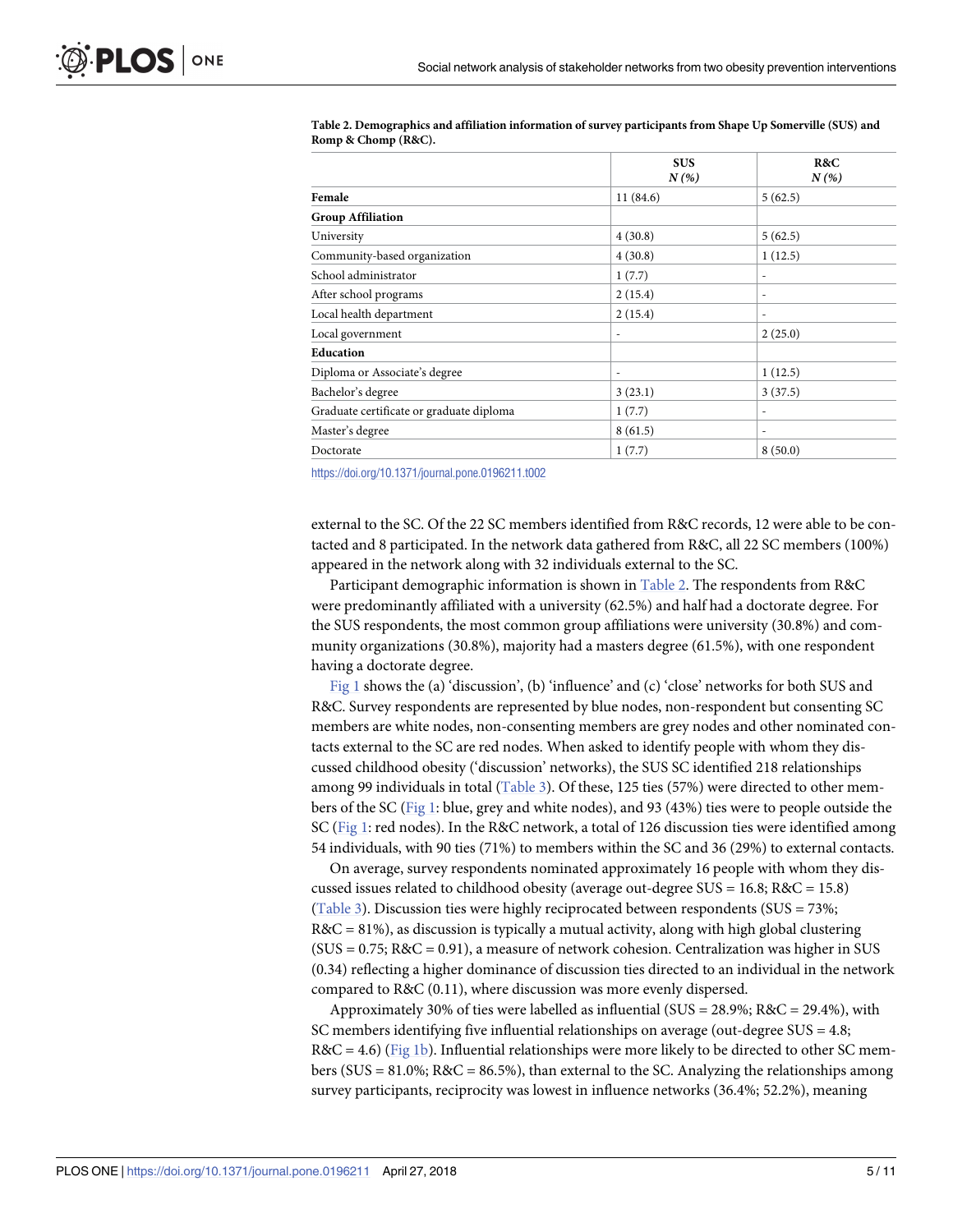**Table 2. Demographics and affiliation information of survey participants from Shape Up Somerville (SUS) and Romp & Chomp (R&C).**

| | SUS *N (%)* | R&C *N (%)* |
|---|---|---|
| **Female** | 11 (84.6) | 5 (62.5) |
| **Group Affiliation** | | |
| University | 4 (30.8) | 5 (62.5) |
| Community-based organization | 4 (30.8) | 1 (12.5) |
| School administrator | 1 (7.7) | - |
| After school programs | 2 (15.4) | - |
| Local health department | 2 (15.4) | - |
| Local government | - | 2 (25.0) |
| **Education** | | |
| Diploma or Associate's degree | - | 1 (12.5) |
| Bachelor's degree | 3 (23.1) | 3 (37.5) |
| Graduate certificate or graduate diploma | 1 (7.7) | - |
| Master's degree | 8 (61.5) | - |
| Doctorate | 1 (7.7) | 8 (50.0) |

https://doi.org/10.1371/journal.pone.0196211.t002

external to the SC. Of the 22 SC members identified from R&C records, 12 were able to be contacted and 8 participated. In the network data gathered from R&C, all 22 SC members (100%) appeared in the network along with 32 individuals external to the SC.

Participant demographic information is shown in Table 2. The respondents from R&C were predominantly affiliated with a university (62.5%) and half had a doctorate degree. For the SUS respondents, the most common group affiliations were university (30.8%) and community organizations (30.8%), majority had a masters degree (61.5%), with one respondent having a doctorate degree.

Fig 1 shows the (a) 'discussion', (b) 'influence' and (c) 'close' networks for both SUS and R&C. Survey respondents are represented by blue nodes, non-respondent but consenting SC members are white nodes, non-consenting members are grey nodes and other nominated contacts external to the SC are red nodes. When asked to identify people with whom they discussed childhood obesity ('discussion' networks), the SUS SC identified 218 relationships among 99 individuals in total (Table 3). Of these, 125 ties (57%) were directed to other members of the SC (Fig 1: blue, grey and white nodes), and 93 (43%) ties were to people outside the SC (Fig 1: red nodes). In the R&C network, a total of 126 discussion ties were identified among 54 individuals, with 90 ties (71%) to members within the SC and 36 (29%) to external contacts.

On average, survey respondents nominated approximately 16 people with whom they discussed issues related to childhood obesity (average out-degree SUS = 16.8; R&C = 15.8) (Table 3). Discussion ties were highly reciprocated between respondents (SUS = 73%; R&C = 81%), as discussion is typically a mutual activity, along with high global clustering (SUS = 0.75; R&C = 0.91), a measure of network cohesion. Centralization was higher in SUS (0.34) reflecting a higher dominance of discussion ties directed to an individual in the network compared to R&C (0.11), where discussion was more evenly dispersed.

Approximately 30% of ties were labelled as influential (SUS = 28.9%; R&C = 29.4%), with SC members identifying five influential relationships on average (out-degree SUS = 4.8; R&C = 4.6) (Fig 1b). Influential relationships were more likely to be directed to other SC members (SUS = 81.0%; R&C = 86.5%), than external to the SC. Analyzing the relationships among survey participants, reciprocity was lowest in influence networks (36.4%; 52.2%), meaning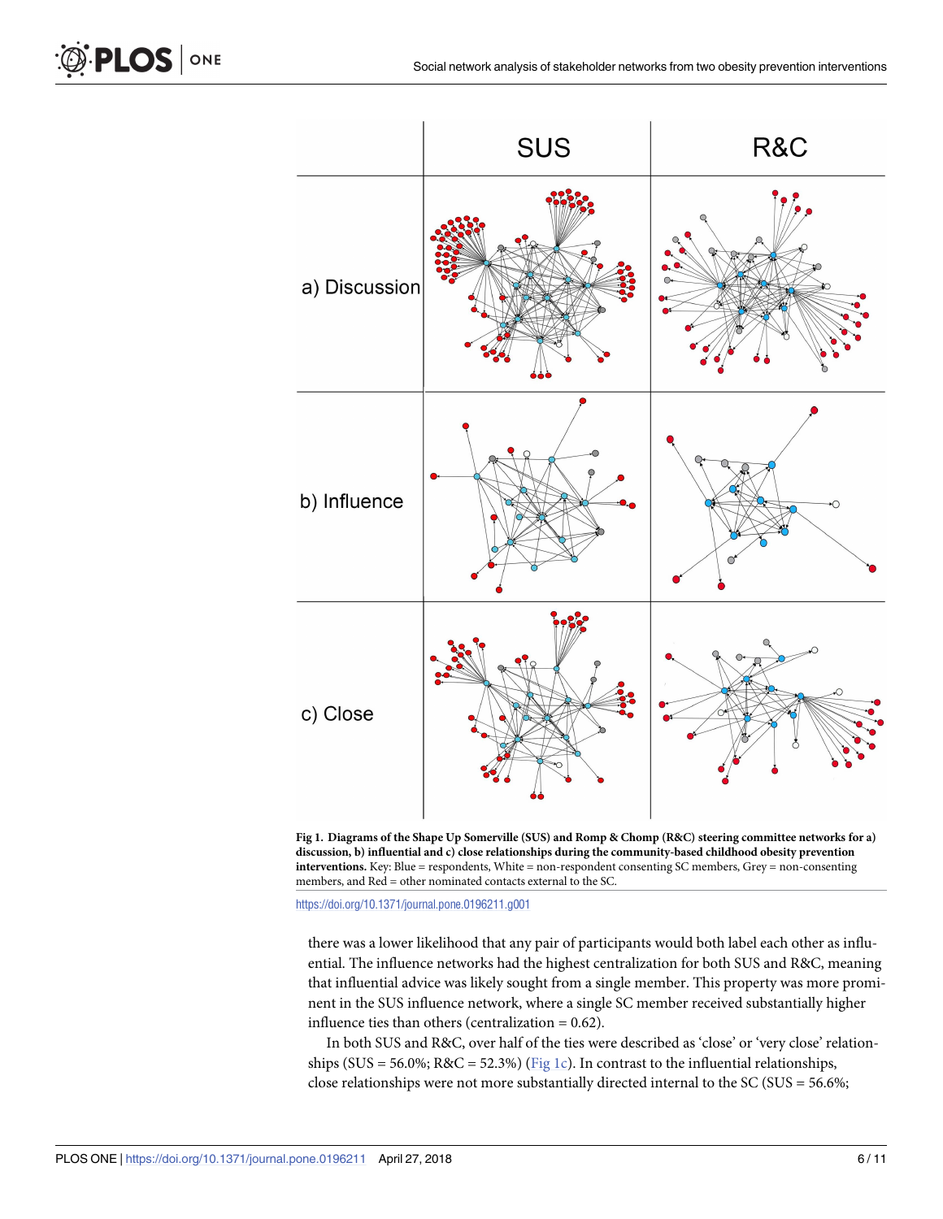**Fig 1. Diagrams of the Shape Up Somerville (SUS) and Romp & Chomp (R&C) steering committee networks for a) discussion, b) influential and c) close relationships during the community-based childhood obesity prevention interventions.** Key: Blue = respondents, White = non-respondent consenting SC members, Grey = non-consenting members, and Red = other nominated contacts external to the SC.

https://doi.org/10.1371/journal.pone.0196211.g001

there was a lower likelihood that any pair of participants would both label each other as influential. The influence networks had the highest centralization for both SUS and R&C, meaning that influential advice was likely sought from a single member. This property was more prominent in the SUS influence network, where a single SC member received substantially higher influence ties than others (centralization = 0.62).

In both SUS and R&C, over half of the ties were described as 'close' or 'very close' relationships (SUS = 56.0%; R&C = 52.3%) (Fig 1c). In contrast to the influential relationships, close relationships were not more substantially directed internal to the SC (SUS = 56.6%;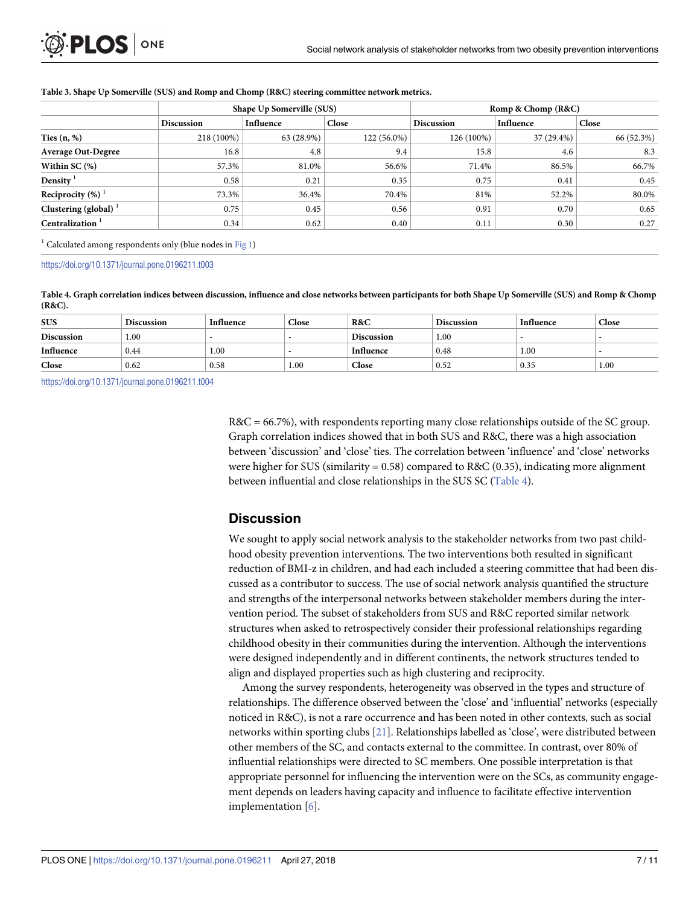**Table 3. Shape Up Somerville (SUS) and Romp and Chomp (R&C) steering committee network metrics.**

| | Shape Up Somerville (SUS) | | | Romp & Chomp (R&C) | | |
|---|---|---|---|---|---|---|
| | Discussion | Influence | Close | Discussion | Influence | Close |
| **Ties (n, %)** | 218 (100%) | 63 (28.9%) | 122 (56.0%) | 126 (100%) | 37 (29.4%) | 66 (52.3%) |
| **Average Out-Degree** | 16.8 | 4.8 | 9.4 | 15.8 | 4.6 | 8.3 |
| **Within SC (%)** | 57.3% | 81.0% | 56.6% | 71.4% | 86.5% | 66.7% |
| **Density** [1] | 0.58 | 0.21 | 0.35 | 0.75 | 0.41 | 0.45 |
| **Reciprocity (%)** [1] | 73.3% | 36.4% | 70.4% | 81% | 52.2% | 80.0% |
| **Clustering (global)** [1] | 0.75 | 0.45 | 0.56 | 0.91 | 0.70 | 0.65 |
| **Centralization** [1] | 0.34 | 0.62 | 0.40 | 0.11 | 0.30 | 0.27 |

[1] Calculated among respondents only (blue nodes in Fig 1)

https://doi.org/10.1371/journal.pone.0196211.t003

**Table 4. Graph correlation indices between discussion, influence and close networks between participants for both Shape Up Somerville (SUS) and Romp & Chomp (R&C).**

| SUS | Discussion | Influence | Close | R&C | Discussion | Influence | Close |
|---|---|---|---|---|---|---|---|
| **Discussion** | 1.00 | - | - | **Discussion** | 1.00 | - | - |
| **Influence** | 0.44 | 1.00 | - | **Influence** | 0.48 | 1.00 | - |
| **Close** | 0.62 | 0.58 | 1.00 | **Close** | 0.52 | 0.35 | 1.00 |

https://doi.org/10.1371/journal.pone.0196211.t004

R&C = 66.7%), with respondents reporting many close relationships outside of the SC group. Graph correlation indices showed that in both SUS and R&C, there was a high association between 'discussion' and 'close' ties. The correlation between 'influence' and 'close' networks were higher for SUS (similarity = 0.58) compared to R&C (0.35), indicating more alignment between influential and close relationships in the SUS SC (Table 4).

## Discussion

We sought to apply social network analysis to the stakeholder networks from two past childhood obesity prevention interventions. The two interventions both resulted in significant reduction of BMI-z in children, and had each included a steering committee that had been discussed as a contributor to success. The use of social network analysis quantified the structure and strengths of the interpersonal networks between stakeholder members during the intervention period. The subset of stakeholders from SUS and R&C reported similar network structures when asked to retrospectively consider their professional relationships regarding childhood obesity in their communities during the intervention. Although the interventions were designed independently and in different continents, the network structures tended to align and displayed properties such as high clustering and reciprocity.

Among the survey respondents, heterogeneity was observed in the types and structure of relationships. The difference observed between the 'close' and 'influential' networks (especially noticed in R&C), is not a rare occurrence and has been noted in other contexts, such as social networks within sporting clubs [21]. Relationships labelled as 'close', were distributed between other members of the SC, and contacts external to the committee. In contrast, over 80% of influential relationships were directed to SC members. One possible interpretation is that appropriate personnel for influencing the intervention were on the SCs, as community engagement depends on leaders having capacity and influence to facilitate effective intervention implementation [6].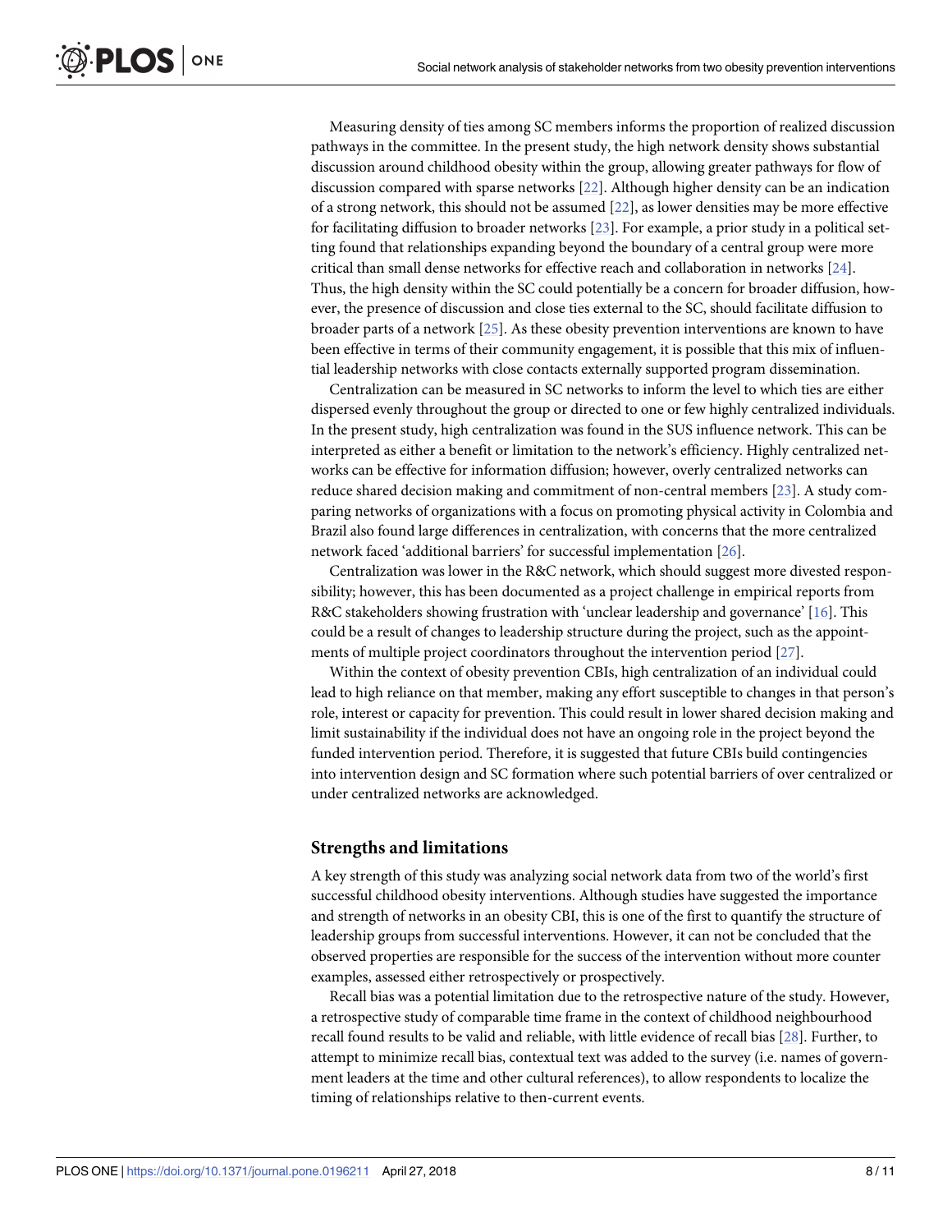Measuring density of ties among SC members informs the proportion of realized discussion pathways in the committee. In the present study, the high network density shows substantial discussion around childhood obesity within the group, allowing greater pathways for flow of discussion compared with sparse networks [22]. Although higher density can be an indication of a strong network, this should not be assumed [22], as lower densities may be more effective for facilitating diffusion to broader networks [23]. For example, a prior study in a political setting found that relationships expanding beyond the boundary of a central group were more critical than small dense networks for effective reach and collaboration in networks [24]. Thus, the high density within the SC could potentially be a concern for broader diffusion, however, the presence of discussion and close ties external to the SC, should facilitate diffusion to broader parts of a network [25]. As these obesity prevention interventions are known to have been effective in terms of their community engagement, it is possible that this mix of influential leadership networks with close contacts externally supported program dissemination.

Centralization can be measured in SC networks to inform the level to which ties are either dispersed evenly throughout the group or directed to one or few highly centralized individuals. In the present study, high centralization was found in the SUS influence network. This can be interpreted as either a benefit or limitation to the network's efficiency. Highly centralized networks can be effective for information diffusion; however, overly centralized networks can reduce shared decision making and commitment of non-central members [23]. A study comparing networks of organizations with a focus on promoting physical activity in Colombia and Brazil also found large differences in centralization, with concerns that the more centralized network faced 'additional barriers' for successful implementation [26].

Centralization was lower in the R&C network, which should suggest more divested responsibility; however, this has been documented as a project challenge in empirical reports from R&C stakeholders showing frustration with 'unclear leadership and governance' [16]. This could be a result of changes to leadership structure during the project, such as the appointments of multiple project coordinators throughout the intervention period [27].

Within the context of obesity prevention CBIs, high centralization of an individual could lead to high reliance on that member, making any effort susceptible to changes in that person's role, interest or capacity for prevention. This could result in lower shared decision making and limit sustainability if the individual does not have an ongoing role in the project beyond the funded intervention period. Therefore, it is suggested that future CBIs build contingencies into intervention design and SC formation where such potential barriers of over centralized or under centralized networks are acknowledged.

## Strengths and limitations

A key strength of this study was analyzing social network data from two of the world's first successful childhood obesity interventions. Although studies have suggested the importance and strength of networks in an obesity CBI, this is one of the first to quantify the structure of leadership groups from successful interventions. However, it can not be concluded that the observed properties are responsible for the success of the intervention without more counter examples, assessed either retrospectively or prospectively.

Recall bias was a potential limitation due to the retrospective nature of the study. However, a retrospective study of comparable time frame in the context of childhood neighbourhood recall found results to be valid and reliable, with little evidence of recall bias [28]. Further, to attempt to minimize recall bias, contextual text was added to the survey (i.e. names of government leaders at the time and other cultural references), to allow respondents to localize the timing of relationships relative to then-current events.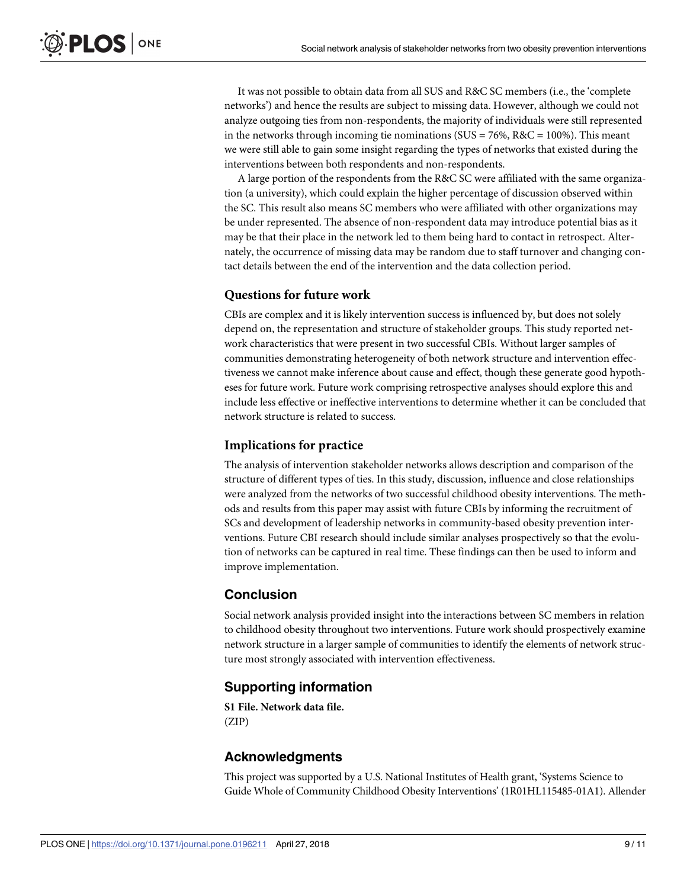It was not possible to obtain data from all SUS and R&C SC members (i.e., the 'complete networks') and hence the results are subject to missing data. However, although we could not analyze outgoing ties from non-respondents, the majority of individuals were still represented in the networks through incoming tie nominations (SUS = 76%, R&C = 100%). This meant we were still able to gain some insight regarding the types of networks that existed during the interventions between both respondents and non-respondents.

A large portion of the respondents from the R&C SC were affiliated with the same organization (a university), which could explain the higher percentage of discussion observed within the SC. This result also means SC members who were affiliated with other organizations may be under represented. The absence of non-respondent data may introduce potential bias as it may be that their place in the network led to them being hard to contact in retrospect. Alternately, the occurrence of missing data may be random due to staff turnover and changing contact details between the end of the intervention and the data collection period.

### Questions for future work

CBIs are complex and it is likely intervention success is influenced by, but does not solely depend on, the representation and structure of stakeholder groups. This study reported network characteristics that were present in two successful CBIs. Without larger samples of communities demonstrating heterogeneity of both network structure and intervention effectiveness we cannot make inference about cause and effect, though these generate good hypotheses for future work. Future work comprising retrospective analyses should explore this and include less effective or ineffective interventions to determine whether it can be concluded that network structure is related to success.

### Implications for practice

The analysis of intervention stakeholder networks allows description and comparison of the structure of different types of ties. In this study, discussion, influence and close relationships were analyzed from the networks of two successful childhood obesity interventions. The methods and results from this paper may assist with future CBIs by informing the recruitment of SCs and development of leadership networks in community-based obesity prevention interventions. Future CBI research should include similar analyses prospectively so that the evolution of networks can be captured in real time. These findings can then be used to inform and improve implementation.

## Conclusion

Social network analysis provided insight into the interactions between SC members in relation to childhood obesity throughout two interventions. Future work should prospectively examine network structure in a larger sample of communities to identify the elements of network structure most strongly associated with intervention effectiveness.

## Supporting information

**S1 File. Network data file.**
(ZIP)

## Acknowledgments

This project was supported by a U.S. National Institutes of Health grant, 'Systems Science to Guide Whole of Community Childhood Obesity Interventions' (1R01HL115485-01A1). Allender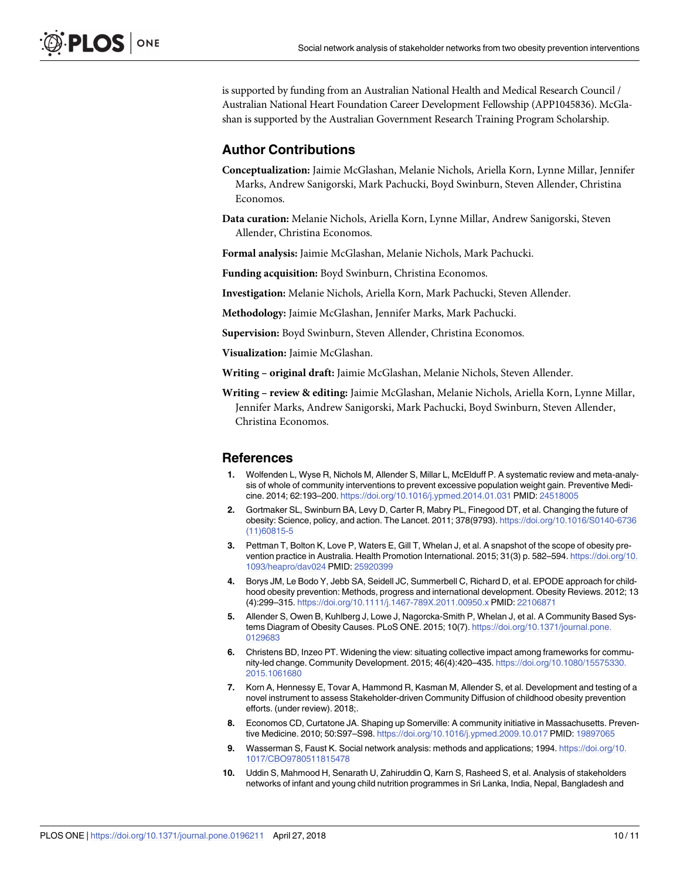is supported by funding from an Australian National Health and Medical Research Council / Australian National Heart Foundation Career Development Fellowship (APP1045836). McGlashan is supported by the Australian Government Research Training Program Scholarship.

## Author Contributions

**Conceptualization:** Jaimie McGlashan, Melanie Nichols, Ariella Korn, Lynne Millar, Jennifer Marks, Andrew Sanigorski, Mark Pachucki, Boyd Swinburn, Steven Allender, Christina Economos.

**Data curation:** Melanie Nichols, Ariella Korn, Lynne Millar, Andrew Sanigorski, Steven Allender, Christina Economos.

**Formal analysis:** Jaimie McGlashan, Melanie Nichols, Mark Pachucki.

**Funding acquisition:** Boyd Swinburn, Christina Economos.

**Investigation:** Melanie Nichols, Ariella Korn, Mark Pachucki, Steven Allender.

**Methodology:** Jaimie McGlashan, Jennifer Marks, Mark Pachucki.

**Supervision:** Boyd Swinburn, Steven Allender, Christina Economos.

**Visualization:** Jaimie McGlashan.

**Writing – original draft:** Jaimie McGlashan, Melanie Nichols, Steven Allender.

**Writing – review & editing:** Jaimie McGlashan, Melanie Nichols, Ariella Korn, Lynne Millar, Jennifer Marks, Andrew Sanigorski, Mark Pachucki, Boyd Swinburn, Steven Allender, Christina Economos.

## References

1. Wolfenden L, Wyse R, Nichols M, Allender S, Millar L, McElduff P. A systematic review and meta-analysis of whole of community interventions to prevent excessive population weight gain. Preventive Medicine. 2014; 62:193–200. https://doi.org/10.1016/j.ypmed.2014.01.031 PMID: 24518005
2. Gortmaker SL, Swinburn BA, Levy D, Carter R, Mabry PL, Finegood DT, et al. Changing the future of obesity: Science, policy, and action. The Lancet. 2011; 378(9793). https://doi.org/10.1016/S0140-6736(11)60815-5
3. Pettman T, Bolton K, Love P, Waters E, Gill T, Whelan J, et al. A snapshot of the scope of obesity prevention practice in Australia. Health Promotion International. 2015; 31(3) p. 582–594. https://doi.org/10.1093/heapro/dav024 PMID: 25920399
4. Borys JM, Le Bodo Y, Jebb SA, Seidell JC, Summerbell C, Richard D, et al. EPODE approach for childhood obesity prevention: Methods, progress and international development. Obesity Reviews. 2012; 13(4):299–315. https://doi.org/10.1111/j.1467-789X.2011.00950.x PMID: 22106871
5. Allender S, Owen B, Kuhlberg J, Lowe J, Nagorcka-Smith P, Whelan J, et al. A Community Based Systems Diagram of Obesity Causes. PLoS ONE. 2015; 10(7). https://doi.org/10.1371/journal.pone.0129683
6. Christens BD, Inzeo PT. Widening the view: situating collective impact among frameworks for community-led change. Community Development. 2015; 46(4):420–435. https://doi.org/10.1080/15575330.2015.1061680
7. Korn A, Hennessy E, Tovar A, Hammond R, Kasman M, Allender S, et al. Development and testing of a novel instrument to assess Stakeholder-driven Community Diffusion of childhood obesity prevention efforts. (under review). 2018;.
8. Economos CD, Curtatone JA. Shaping up Somerville: A community initiative in Massachusetts. Preventive Medicine. 2010; 50:S97–S98. https://doi.org/10.1016/j.ypmed.2009.10.017 PMID: 19897065
9. Wasserman S, Faust K. Social network analysis: methods and applications; 1994. https://doi.org/10.1017/CBO9780511815478
10. Uddin S, Mahmood H, Senarath U, Zahiruddin Q, Karn S, Rasheed S, et al. Analysis of stakeholders networks of infant and young child nutrition programmes in Sri Lanka, India, Nepal, Bangladesh and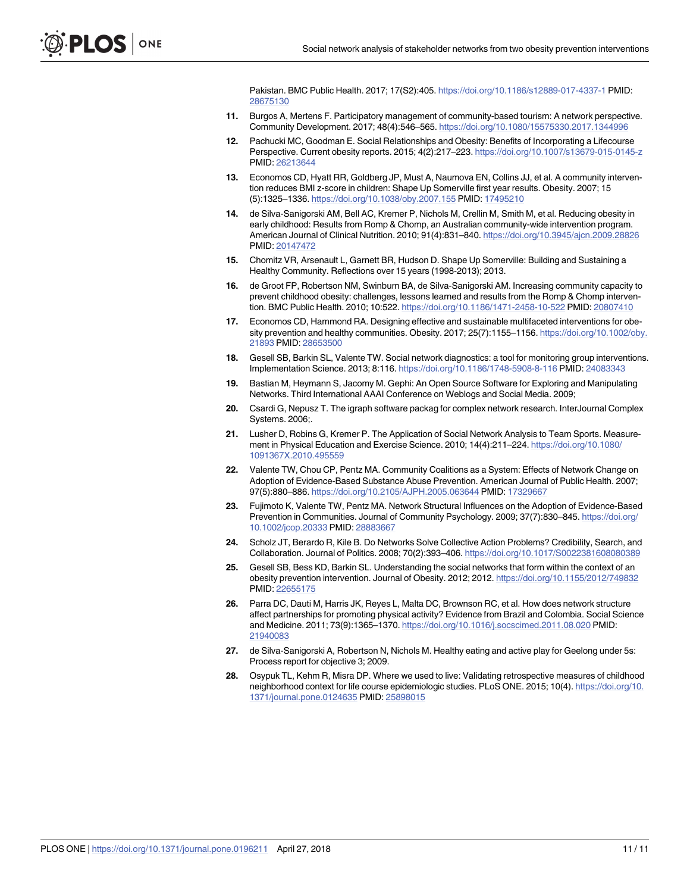Pakistan. BMC Public Health. 2017; 17(S2):405. https://doi.org/10.1186/s12889-017-4337-1 PMID: 28675130

11. Burgos A, Mertens F. Participatory management of community-based tourism: A network perspective. Community Development. 2017; 48(4):546–565. https://doi.org/10.1080/15575330.2017.1344996

12. Pachucki MC, Goodman E. Social Relationships and Obesity: Benefits of Incorporating a Lifecourse Perspective. Current obesity reports. 2015; 4(2):217–223. https://doi.org/10.1007/s13679-015-0145-z PMID: 26213644

13. Economos CD, Hyatt RR, Goldberg JP, Must A, Naumova EN, Collins JJ, et al. A community intervention reduces BMI z-score in children: Shape Up Somerville first year results. Obesity. 2007; 15 (5):1325–1336. https://doi.org/10.1038/oby.2007.155 PMID: 17495210

14. de Silva-Sanigorski AM, Bell AC, Kremer P, Nichols M, Crellin M, Smith M, et al. Reducing obesity in early childhood: Results from Romp & Chomp, an Australian community-wide intervention program. American Journal of Clinical Nutrition. 2010; 91(4):831–840. https://doi.org/10.3945/ajcn.2009.28826 PMID: 20147472

15. Chomitz VR, Arsenault L, Garnett BR, Hudson D. Shape Up Somerville: Building and Sustaining a Healthy Community. Reflections over 15 years (1998-2013); 2013.

16. de Groot FP, Robertson NM, Swinburn BA, de Silva-Sanigorski AM. Increasing community capacity to prevent childhood obesity: challenges, lessons learned and results from the Romp & Chomp intervention. BMC Public Health. 2010; 10:522. https://doi.org/10.1186/1471-2458-10-522 PMID: 20807410

17. Economos CD, Hammond RA. Designing effective and sustainable multifaceted interventions for obesity prevention and healthy communities. Obesity. 2017; 25(7):1155–1156. https://doi.org/10.1002/oby.21893 PMID: 28653500

18. Gesell SB, Barkin SL, Valente TW. Social network diagnostics: a tool for monitoring group interventions. Implementation Science. 2013; 8:116. https://doi.org/10.1186/1748-5908-8-116 PMID: 24083343

19. Bastian M, Heymann S, Jacomy M. Gephi: An Open Source Software for Exploring and Manipulating Networks. Third International AAAI Conference on Weblogs and Social Media. 2009;

20. Csardi G, Nepusz T. The igraph software packag for complex network research. InterJournal Complex Systems. 2006;.

21. Lusher D, Robins G, Kremer P. The Application of Social Network Analysis to Team Sports. Measurement in Physical Education and Exercise Science. 2010; 14(4):211–224. https://doi.org/10.1080/1091367X.2010.495559

22. Valente TW, Chou CP, Pentz MA. Community Coalitions as a System: Effects of Network Change on Adoption of Evidence-Based Substance Abuse Prevention. American Journal of Public Health. 2007; 97(5):880–886. https://doi.org/10.2105/AJPH.2005.063644 PMID: 17329667

23. Fujimoto K, Valente TW, Pentz MA. Network Structural Influences on the Adoption of Evidence-Based Prevention in Communities. Journal of Community Psychology. 2009; 37(7):830–845. https://doi.org/10.1002/jcop.20333 PMID: 28883667

24. Scholz JT, Berardo R, Kile B. Do Networks Solve Collective Action Problems? Credibility, Search, and Collaboration. Journal of Politics. 2008; 70(2):393–406. https://doi.org/10.1017/S0022381608080389

25. Gesell SB, Bess KD, Barkin SL. Understanding the social networks that form within the context of an obesity prevention intervention. Journal of Obesity. 2012; 2012. https://doi.org/10.1155/2012/749832 PMID: 22655175

26. Parra DC, Dauti M, Harris JK, Reyes L, Malta DC, Brownson RC, et al. How does network structure affect partnerships for promoting physical activity? Evidence from Brazil and Colombia. Social Science and Medicine. 2011; 73(9):1365–1370. https://doi.org/10.1016/j.socscimed.2011.08.020 PMID: 21940083

27. de Silva-Sanigorski A, Robertson N, Nichols M. Healthy eating and active play for Geelong under 5s: Process report for objective 3; 2009.

28. Osypuk TL, Kehm R, Misra DP. Where we used to live: Validating retrospective measures of childhood neighborhood context for life course epidemiologic studies. PLoS ONE. 2015; 10(4). https://doi.org/10.1371/journal.pone.0124635 PMID: 25898015